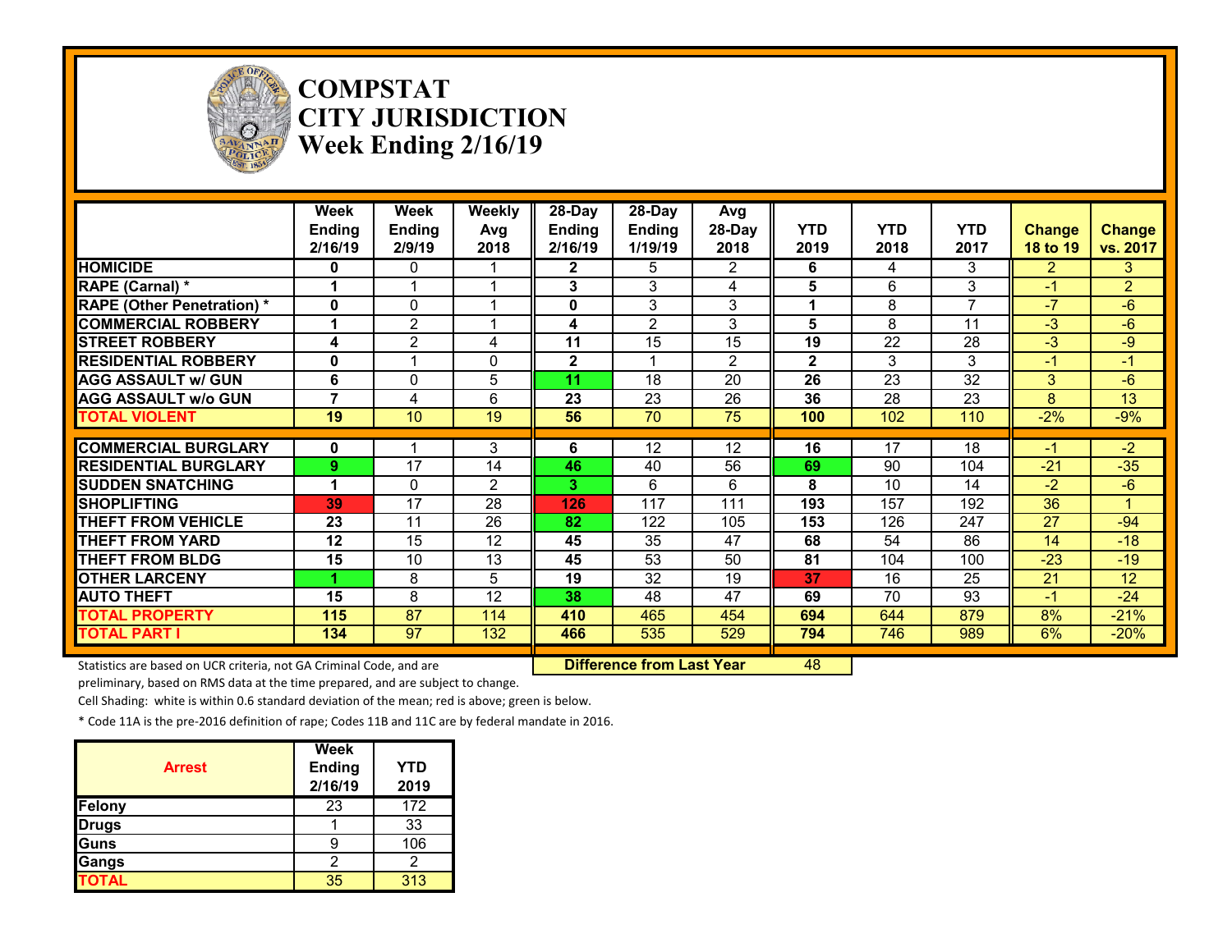# COMPSTAT
# CITY JURISDICTION
# Week Ending 2/16/19

| | Week Ending 2/16/19 | Week Ending 2/9/19 | Weekly Avg 2018 | 28-Day Ending 2/16/19 | 28-Day Ending 1/19/19 | Avg 28-Day 2018 | YTD 2019 | YTD 2018 | YTD 2017 | Change 18 to 19 | Change vs. 2017 |
|---|---|---|---|---|---|---|---|---|---|---|---|
| HOMICIDE | 0 | 0 | 1 | 2 | 5 | 2 | 6 | 4 | 3 | 2 | 3 |
| RAPE (Carnal) * | 1 | 1 | 1 | 3 | 3 | 4 | 5 | 6 | 3 | -1 | 2 |
| RAPE (Other Penetration) * | 0 | 0 | 1 | 0 | 3 | 3 | 1 | 8 | 7 | -7 | -6 |
| COMMERCIAL ROBBERY | 1 | 2 | 1 | 4 | 2 | 3 | 5 | 8 | 11 | -3 | -6 |
| STREET ROBBERY | 4 | 2 | 4 | 11 | 15 | 15 | 19 | 22 | 28 | -3 | -9 |
| RESIDENTIAL ROBBERY | 0 | 1 | 0 | 2 | 1 | 2 | 2 | 3 | 3 | -1 | -1 |
| AGG ASSAULT w/ GUN | 6 | 0 | 5 | 11 | 18 | 20 | 26 | 23 | 32 | 3 | -6 |
| AGG ASSAULT w/o GUN | 7 | 4 | 6 | 23 | 23 | 26 | 36 | 28 | 23 | 8 | 13 |
| TOTAL VIOLENT | 19 | 10 | 19 | 56 | 70 | 75 | 100 | 102 | 110 | -2% | -9% |
| COMMERCIAL BURGLARY | 0 | 1 | 3 | 6 | 12 | 12 | 16 | 17 | 18 | -1 | -2 |
| RESIDENTIAL BURGLARY | 9 | 17 | 14 | 46 | 40 | 56 | 69 | 90 | 104 | -21 | -35 |
| SUDDEN SNATCHING | 1 | 0 | 2 | 3 | 6 | 6 | 8 | 10 | 14 | -2 | -6 |
| SHOPLIFTING | 39 | 17 | 28 | 126 | 117 | 111 | 193 | 157 | 192 | 36 | 1 |
| THEFT FROM VEHICLE | 23 | 11 | 26 | 82 | 122 | 105 | 153 | 126 | 247 | 27 | -94 |
| THEFT FROM YARD | 12 | 15 | 12 | 45 | 35 | 47 | 68 | 54 | 86 | 14 | -18 |
| THEFT FROM BLDG | 15 | 10 | 13 | 45 | 53 | 50 | 81 | 104 | 100 | -23 | -19 |
| OTHER LARCENY | 1 | 8 | 5 | 19 | 32 | 19 | 37 | 16 | 25 | 21 | 12 |
| AUTO THEFT | 15 | 8 | 12 | 38 | 48 | 47 | 69 | 70 | 93 | -1 | -24 |
| TOTAL PROPERTY | 115 | 87 | 114 | 410 | 465 | 454 | 694 | 644 | 879 | 8% | -21% |
| TOTAL PART I | 134 | 97 | 132 | 466 | 535 | 529 | 794 | 746 | 989 | 6% | -20% |

**Difference from Last Year** 48

Statistics are based on UCR criteria, not GA Criminal Code, and are preliminary, based on RMS data at the time prepared, and are subject to change.

Cell Shading: white is within 0.6 standard deviation of the mean; red is above; green is below.

* Code 11A is the pre-2016 definition of rape; Codes 11B and 11C are by federal mandate in 2016.

| Arrest | Week Ending 2/16/19 | YTD 2019 |
|---|---|---|
| Felony | 23 | 172 |
| Drugs | 1 | 33 |
| Guns | 9 | 106 |
| Gangs | 2 | 2 |
| TOTAL | 35 | 313 |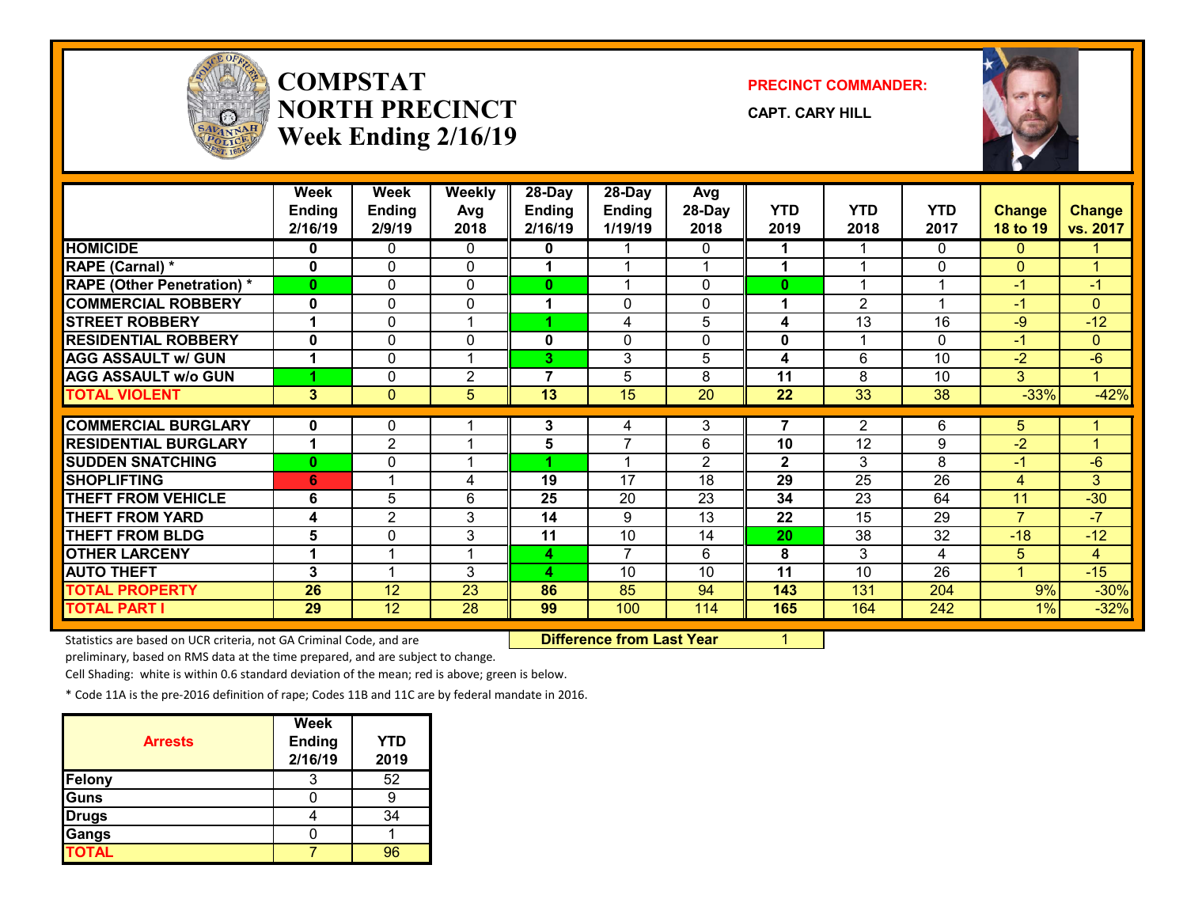# COMPSTAT NORTH PRECINCT Week Ending 2/16/19

**PRECINCT COMMANDER:**

**CAPT. CARY HILL**

| | Week Ending 2/16/19 | Week Ending 2/9/19 | Weekly Avg 2018 | 28-Day Ending 2/16/19 | 28-Day Ending 1/19/19 | Avg 28-Day 2018 | YTD 2019 | YTD 2018 | YTD 2017 | Change 18 to 19 | Change vs. 2017 |
|---|---|---|---|---|---|---|---|---|---|---|---|
| HOMICIDE | 0 | 0 | 0 | 0 | 1 | 0 | 1 | 1 | 0 | 0 | 1 |
| RAPE (Carnal) * | 0 | 0 | 0 | 1 | 1 | 1 | 1 | 1 | 0 | 0 | 1 |
| RAPE (Other Penetration) * | 0 | 0 | 0 | 0 | 1 | 0 | 0 | 1 | 1 | -1 | -1 |
| COMMERCIAL ROBBERY | 0 | 0 | 0 | 1 | 0 | 0 | 1 | 2 | 1 | -1 | 0 |
| STREET ROBBERY | 1 | 0 | 1 | 1 | 4 | 5 | 4 | 13 | 16 | -9 | -12 |
| RESIDENTIAL ROBBERY | 0 | 0 | 0 | 0 | 0 | 0 | 0 | 1 | 0 | -1 | 0 |
| AGG ASSAULT w/ GUN | 1 | 0 | 1 | 3 | 3 | 5 | 4 | 6 | 10 | -2 | -6 |
| AGG ASSAULT w/o GUN | 1 | 0 | 2 | 7 | 5 | 8 | 11 | 8 | 10 | 3 | 1 |
| TOTAL VIOLENT | 3 | 0 | 5 | 13 | 15 | 20 | 22 | 33 | 38 | -33% | -42% |
| COMMERCIAL BURGLARY | 0 | 0 | 1 | 3 | 4 | 3 | 7 | 2 | 6 | 5 | 1 |
| RESIDENTIAL BURGLARY | 1 | 2 | 1 | 5 | 7 | 6 | 10 | 12 | 9 | -2 | 1 |
| SUDDEN SNATCHING | 0 | 0 | 1 | 1 | 1 | 2 | 2 | 3 | 8 | -1 | -6 |
| SHOPLIFTING | 6 | 1 | 4 | 19 | 17 | 18 | 29 | 25 | 26 | 4 | 3 |
| THEFT FROM VEHICLE | 6 | 5 | 6 | 25 | 20 | 23 | 34 | 23 | 64 | 11 | -30 |
| THEFT FROM YARD | 4 | 2 | 3 | 14 | 9 | 13 | 22 | 15 | 29 | 7 | -7 |
| THEFT FROM BLDG | 5 | 0 | 3 | 11 | 10 | 14 | 20 | 38 | 32 | -18 | -12 |
| OTHER LARCENY | 1 | 1 | 1 | 4 | 7 | 6 | 8 | 3 | 4 | 5 | 4 |
| AUTO THEFT | 3 | 1 | 3 | 4 | 10 | 10 | 11 | 10 | 26 | 1 | -15 |
| TOTAL PROPERTY | 26 | 12 | 23 | 86 | 85 | 94 | 143 | 131 | 204 | 9% | -30% |
| TOTAL PART I | 29 | 12 | 28 | 99 | 100 | 114 | 165 | 164 | 242 | 1% | -32% |

**Difference from Last Year** 1

Statistics are based on UCR criteria, not GA Criminal Code, and are preliminary, based on RMS data at the time prepared, and are subject to change.

Cell Shading: white is within 0.6 standard deviation of the mean; red is above; green is below.

* Code 11A is the pre-2016 definition of rape; Codes 11B and 11C are by federal mandate in 2016.

| Arrests | Week Ending 2/16/19 | YTD 2019 |
|---|---|---|
| Felony | 3 | 52 |
| Guns | 0 | 9 |
| Drugs | 4 | 34 |
| Gangs | 0 | 1 |
| TOTAL | 7 | 96 |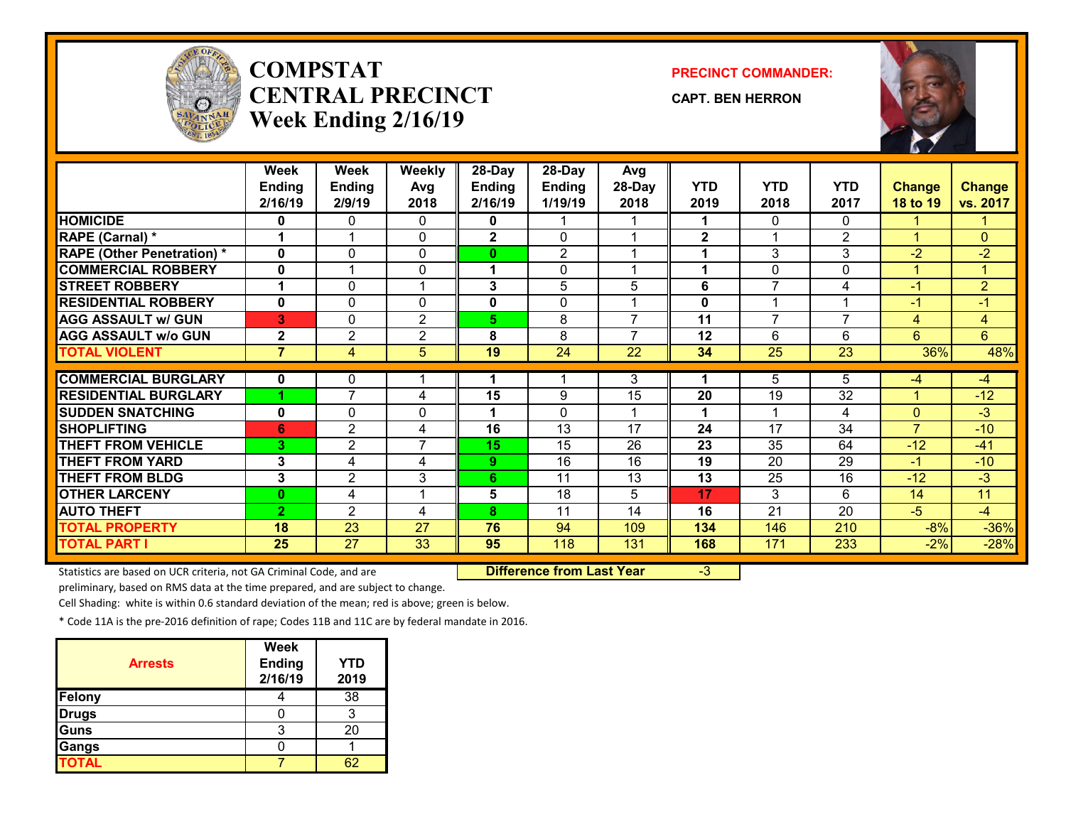# COMPSTAT CENTRAL PRECINCT Week Ending 2/16/19

**PRECINCT COMMANDER:**

**CAPT. BEN HERRON**

| | Week Ending 2/16/19 | Week Ending 2/9/19 | Weekly Avg 2018 | 28-Day Ending 2/16/19 | 28-Day Ending 1/19/19 | Avg 28-Day 2018 | YTD 2019 | YTD 2018 | YTD 2017 | Change 18 to 19 | Change vs. 2017 |
|---|---|---|---|---|---|---|---|---|---|---|---|
| HOMICIDE | 0 | 0 | 0 | 0 | 1 | 1 | 1 | 0 | 0 | 1 | 1 |
| RAPE (Carnal) * | 1 | 1 | 0 | 2 | 0 | 1 | 2 | 1 | 2 | 1 | 0 |
| RAPE (Other Penetration) * | 0 | 0 | 0 | 0 | 2 | 1 | 1 | 3 | 3 | -2 | -2 |
| COMMERCIAL ROBBERY | 0 | 1 | 0 | 1 | 0 | 1 | 1 | 0 | 0 | 1 | 1 |
| STREET ROBBERY | 1 | 0 | 1 | 3 | 5 | 5 | 6 | 7 | 4 | -1 | 2 |
| RESIDENTIAL ROBBERY | 0 | 0 | 0 | 0 | 0 | 1 | 0 | 1 | 1 | -1 | -1 |
| AGG ASSAULT w/ GUN | 3 | 0 | 2 | 5 | 8 | 7 | 11 | 7 | 7 | 4 | 4 |
| AGG ASSAULT w/o GUN | 2 | 2 | 2 | 8 | 8 | 7 | 12 | 6 | 6 | 6 | 6 |
| TOTAL VIOLENT | 7 | 4 | 5 | 19 | 24 | 22 | 34 | 25 | 23 | 36% | 48% |
| COMMERCIAL BURGLARY | 0 | 0 | 1 | 1 | 1 | 3 | 1 | 5 | 5 | -4 | -4 |
| RESIDENTIAL BURGLARY | 1 | 7 | 4 | 15 | 9 | 15 | 20 | 19 | 32 | 1 | -12 |
| SUDDEN SNATCHING | 0 | 0 | 0 | 1 | 0 | 1 | 1 | 1 | 4 | 0 | -3 |
| SHOPLIFTING | 6 | 2 | 4 | 16 | 13 | 17 | 24 | 17 | 34 | 7 | -10 |
| THEFT FROM VEHICLE | 3 | 2 | 7 | 15 | 15 | 26 | 23 | 35 | 64 | -12 | -41 |
| THEFT FROM YARD | 3 | 4 | 4 | 9 | 16 | 16 | 19 | 20 | 29 | -1 | -10 |
| THEFT FROM BLDG | 3 | 2 | 3 | 6 | 11 | 13 | 13 | 25 | 16 | -12 | -3 |
| OTHER LARCENY | 0 | 4 | 1 | 5 | 18 | 5 | 17 | 3 | 6 | 14 | 11 |
| AUTO THEFT | 2 | 2 | 4 | 8 | 11 | 14 | 16 | 21 | 20 | -5 | -4 |
| TOTAL PROPERTY | 18 | 23 | 27 | 76 | 94 | 109 | 134 | 146 | 210 | -8% | -36% |
| TOTAL PART I | 25 | 27 | 33 | 95 | 118 | 131 | 168 | 171 | 233 | -2% | -28% |

**Difference from Last Year** -3

Statistics are based on UCR criteria, not GA Criminal Code, and are preliminary, based on RMS data at the time prepared, and are subject to change.

Cell Shading: white is within 0.6 standard deviation of the mean; red is above; green is below.

* Code 11A is the pre-2016 definition of rape; Codes 11B and 11C are by federal mandate in 2016.

| Arrests | Week Ending 2/16/19 | YTD 2019 |
|---|---|---|
| Felony | 4 | 38 |
| Drugs | 0 | 3 |
| Guns | 3 | 20 |
| Gangs | 0 | 1 |
| TOTAL | 7 | 62 |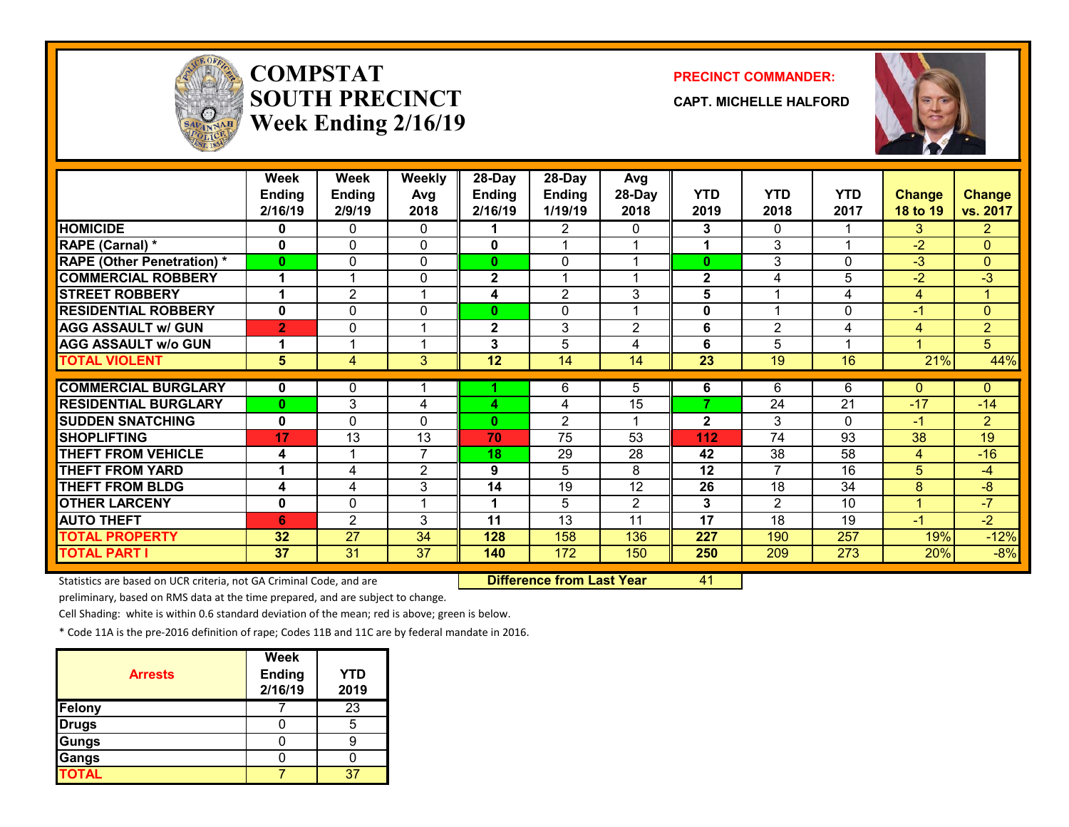# COMPSTAT SOUTH PRECINCT Week Ending 2/16/19

**PRECINCT COMMANDER:**

**CAPT. MICHELLE HALFORD**

| | Week Ending 2/16/19 | Week Ending 2/9/19 | Weekly Avg 2018 | 28-Day Ending 2/16/19 | 28-Day Ending 1/19/19 | Avg 28-Day 2018 | YTD 2019 | YTD 2018 | YTD 2017 | Change 18 to 19 | Change vs. 2017 |
|---|---|---|---|---|---|---|---|---|---|---|---|
| HOMICIDE | 0 | 0 | 0 | 1 | 2 | 0 | 3 | 0 | 1 | 3 | 2 |
| RAPE (Carnal) * | 0 | 0 | 0 | 0 | 1 | 1 | 1 | 3 | 1 | -2 | 0 |
| RAPE (Other Penetration) * | 0 | 0 | 0 | 0 | 0 | 1 | 0 | 3 | 0 | -3 | 0 |
| COMMERCIAL ROBBERY | 1 | 1 | 0 | 2 | 1 | 1 | 2 | 4 | 5 | -2 | -3 |
| STREET ROBBERY | 1 | 2 | 1 | 4 | 2 | 3 | 5 | 1 | 4 | 4 | 1 |
| RESIDENTIAL ROBBERY | 0 | 0 | 0 | 0 | 0 | 1 | 0 | 1 | 0 | -1 | 0 |
| AGG ASSAULT w/ GUN | 2 | 0 | 1 | 2 | 3 | 2 | 6 | 2 | 4 | 4 | 2 |
| AGG ASSAULT w/o GUN | 1 | 1 | 1 | 3 | 5 | 4 | 6 | 5 | 1 | 1 | 5 |
| TOTAL VIOLENT | 5 | 4 | 3 | 12 | 14 | 14 | 23 | 19 | 16 | 21% | 44% |
| COMMERCIAL BURGLARY | 0 | 0 | 1 | 1 | 6 | 5 | 6 | 6 | 6 | 0 | 0 |
| RESIDENTIAL BURGLARY | 0 | 3 | 4 | 4 | 4 | 15 | 7 | 24 | 21 | -17 | -14 |
| SUDDEN SNATCHING | 0 | 0 | 0 | 0 | 2 | 1 | 2 | 3 | 0 | -1 | 2 |
| SHOPLIFTING | 17 | 13 | 13 | 70 | 75 | 53 | 112 | 74 | 93 | 38 | 19 |
| THEFT FROM VEHICLE | 4 | 1 | 7 | 18 | 29 | 28 | 42 | 38 | 58 | 4 | -16 |
| THEFT FROM YARD | 1 | 4 | 2 | 9 | 5 | 8 | 12 | 7 | 16 | 5 | -4 |
| THEFT FROM BLDG | 4 | 4 | 3 | 14 | 19 | 12 | 26 | 18 | 34 | 8 | -8 |
| OTHER LARCENY | 0 | 0 | 1 | 1 | 5 | 2 | 3 | 2 | 10 | 1 | -7 |
| AUTO THEFT | 6 | 2 | 3 | 11 | 13 | 11 | 17 | 18 | 19 | -1 | -2 |
| TOTAL PROPERTY | 32 | 27 | 34 | 128 | 158 | 136 | 227 | 190 | 257 | 19% | -12% |
| TOTAL PART I | 37 | 31 | 37 | 140 | 172 | 150 | 250 | 209 | 273 | 20% | -8% |

**Difference from Last Year** 41

Statistics are based on UCR criteria, not GA Criminal Code, and are preliminary, based on RMS data at the time prepared, and are subject to change.

Cell Shading: white is within 0.6 standard deviation of the mean; red is above; green is below.

* Code 11A is the pre-2016 definition of rape; Codes 11B and 11C are by federal mandate in 2016.

| Arrests | Week Ending 2/16/19 | YTD 2019 |
|---|---|---|
| Felony | 7 | 23 |
| Drugs | 0 | 5 |
| Gungs | 0 | 9 |
| Gangs | 0 | 0 |
| TOTAL | 7 | 37 |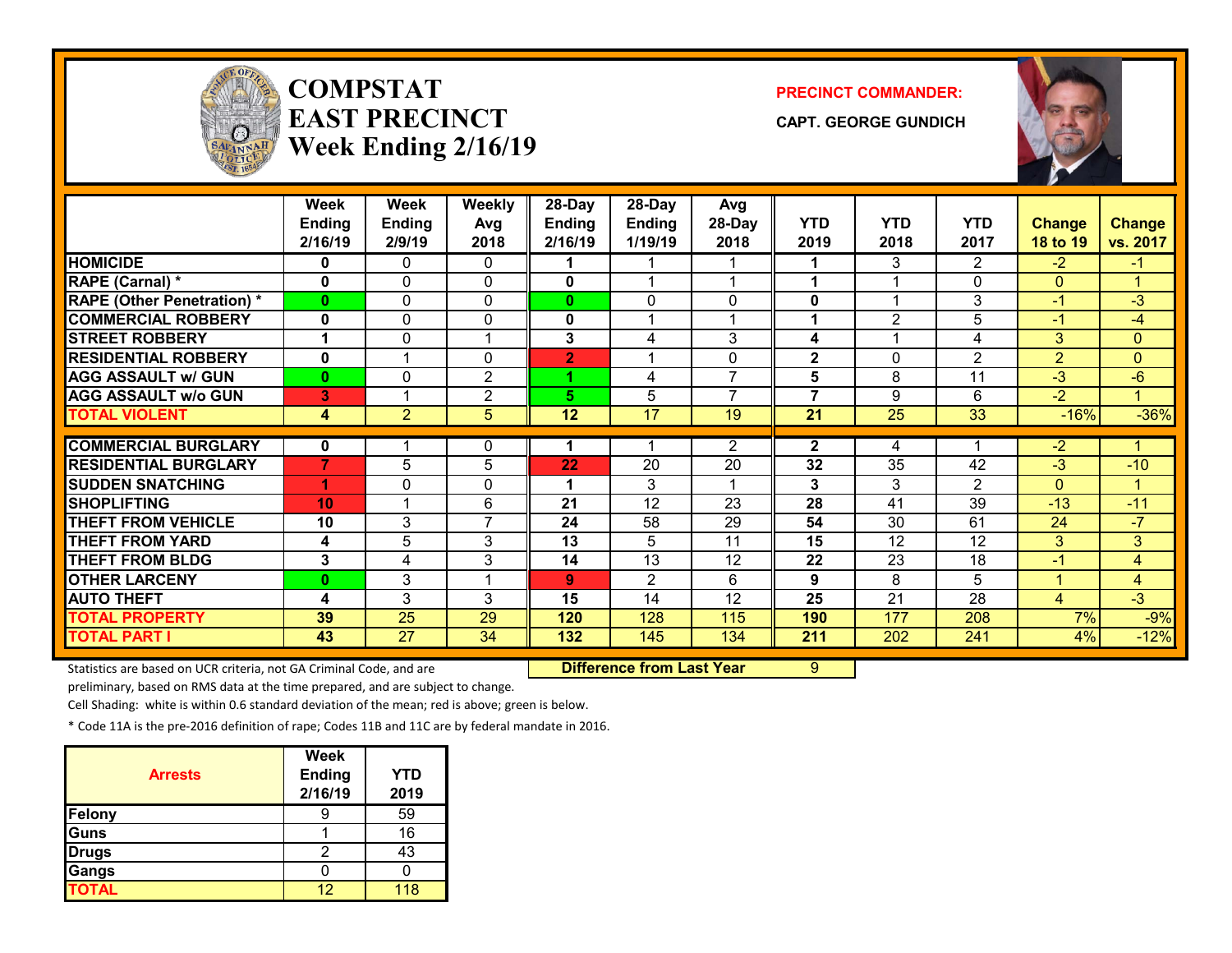# COMPSTAT EAST PRECINCT Week Ending 2/16/19

**PRECINCT COMMANDER:**

**CAPT. GEORGE GUNDICH**

| | Week Ending 2/16/19 | Week Ending 2/9/19 | Weekly Avg 2018 | 28-Day Ending 2/16/19 | 28-Day Ending 1/19/19 | Avg 28-Day 2018 | YTD 2019 | YTD 2018 | YTD 2017 | Change 18 to 19 | Change vs. 2017 |
|---|---|---|---|---|---|---|---|---|---|---|---|
| HOMICIDE | 0 | 0 | 0 | 1 | 1 | 1 | 1 | 3 | 2 | -2 | -1 |
| RAPE (Carnal) * | 0 | 0 | 0 | 0 | 1 | 1 | 1 | 1 | 0 | 0 | 1 |
| RAPE (Other Penetration) * | 0 | 0 | 0 | 0 | 0 | 0 | 0 | 1 | 3 | -1 | -3 |
| COMMERCIAL ROBBERY | 0 | 0 | 0 | 0 | 1 | 1 | 1 | 2 | 5 | -1 | -4 |
| STREET ROBBERY | 1 | 0 | 1 | 3 | 4 | 3 | 4 | 1 | 4 | 3 | 0 |
| RESIDENTIAL ROBBERY | 0 | 1 | 0 | 2 | 1 | 0 | 2 | 0 | 2 | 2 | 0 |
| AGG ASSAULT w/ GUN | 0 | 0 | 2 | 1 | 4 | 7 | 5 | 8 | 11 | -3 | -6 |
| AGG ASSAULT w/o GUN | 3 | 1 | 2 | 5 | 5 | 7 | 7 | 9 | 6 | -2 | 1 |
| TOTAL VIOLENT | 4 | 2 | 5 | 12 | 17 | 19 | 21 | 25 | 33 | -16% | -36% |
| COMMERCIAL BURGLARY | 0 | 1 | 0 | 1 | 1 | 2 | 2 | 4 | 1 | -2 | 1 |
| RESIDENTIAL BURGLARY | 7 | 5 | 5 | 22 | 20 | 20 | 32 | 35 | 42 | -3 | -10 |
| SUDDEN SNATCHING | 1 | 0 | 0 | 1 | 3 | 1 | 3 | 3 | 2 | 0 | 1 |
| SHOPLIFTING | 10 | 1 | 6 | 21 | 12 | 23 | 28 | 41 | 39 | -13 | -11 |
| THEFT FROM VEHICLE | 10 | 3 | 7 | 24 | 58 | 29 | 54 | 30 | 61 | 24 | -7 |
| THEFT FROM YARD | 4 | 5 | 3 | 13 | 5 | 11 | 15 | 12 | 12 | 3 | 3 |
| THEFT FROM BLDG | 3 | 4 | 3 | 14 | 13 | 12 | 22 | 23 | 18 | -1 | 4 |
| OTHER LARCENY | 0 | 3 | 1 | 9 | 2 | 6 | 9 | 8 | 5 | 1 | 4 |
| AUTO THEFT | 4 | 3 | 3 | 15 | 14 | 12 | 25 | 21 | 28 | 4 | -3 |
| TOTAL PROPERTY | 39 | 25 | 29 | 120 | 128 | 115 | 190 | 177 | 208 | 7% | -9% |
| TOTAL PART I | 43 | 27 | 34 | 132 | 145 | 134 | 211 | 202 | 241 | 4% | -12% |

**Difference from Last Year** 9

Statistics are based on UCR criteria, not GA Criminal Code, and are preliminary, based on RMS data at the time prepared, and are subject to change.

Cell Shading: white is within 0.6 standard deviation of the mean; red is above; green is below.

* Code 11A is the pre-2016 definition of rape; Codes 11B and 11C are by federal mandate in 2016.

| Arrests | Week Ending 2/16/19 | YTD 2019 |
|---|---|---|
| Felony | 9 | 59 |
| Guns | 1 | 16 |
| Drugs | 2 | 43 |
| Gangs | 0 | 0 |
| TOTAL | 12 | 118 |